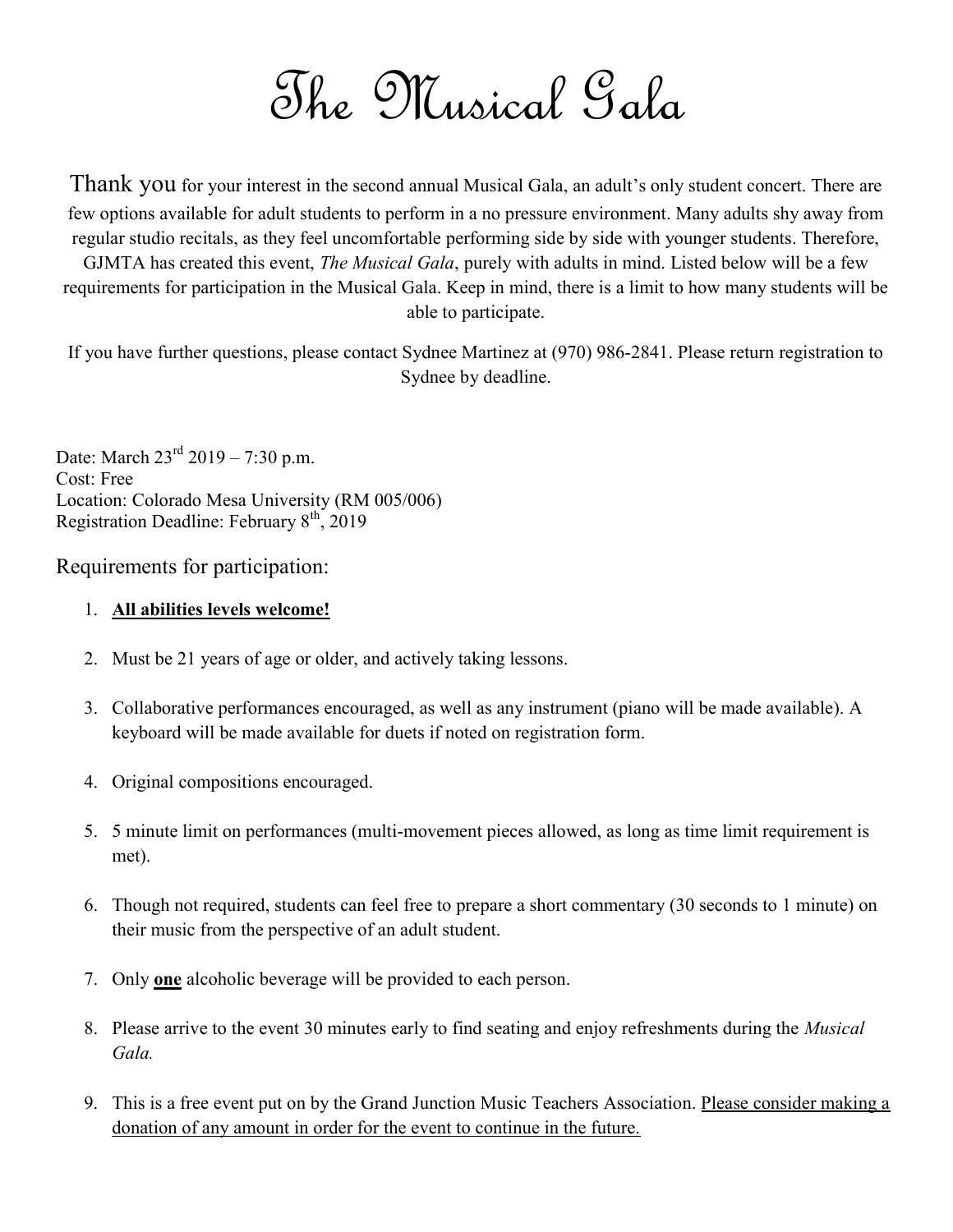# The Musical Gala

Thank you for your interest in the second annual Musical Gala, an adult's only student concert. There are few options available for adult students to perform in a no pressure environment. Many adults shy away from regular studio recitals, as they feel uncomfortable performing side by side with younger students. Therefore, GJMTA has created this event, *The Musical Gala*, purely with adults in mind. Listed below will be a few requirements for participation in the Musical Gala. Keep in mind, there is a limit to how many students will be able to participate.

If you have further questions, please contact Sydnee Martinez at (970) 986-2841. Please return registration to Sydnee by deadline.

Date: March 23rd 2019 – 7:30 p.m.
Cost: Free
Location: Colorado Mesa University (RM 005/006)
Registration Deadline: February 8th, 2019

## Requirements for participation:

1. **<u>All abilities levels welcome!</u>**
2. Must be 21 years of age or older, and actively taking lessons.
3. Collaborative performances encouraged, as well as any instrument (piano will be made available). A keyboard will be made available for duets if noted on registration form.
4. Original compositions encouraged.
5. 5 minute limit on performances (multi-movement pieces allowed, as long as time limit requirement is met).
6. Though not required, students can feel free to prepare a short commentary (30 seconds to 1 minute) on their music from the perspective of an adult student.
7. Only **<u>one</u>** alcoholic beverage will be provided to each person.
8. Please arrive to the event 30 minutes early to find seating and enjoy refreshments during the *Musical Gala.*
9. This is a free event put on by the Grand Junction Music Teachers Association. <u>Please consider making a donation of any amount in order for the event to continue in the future.</u>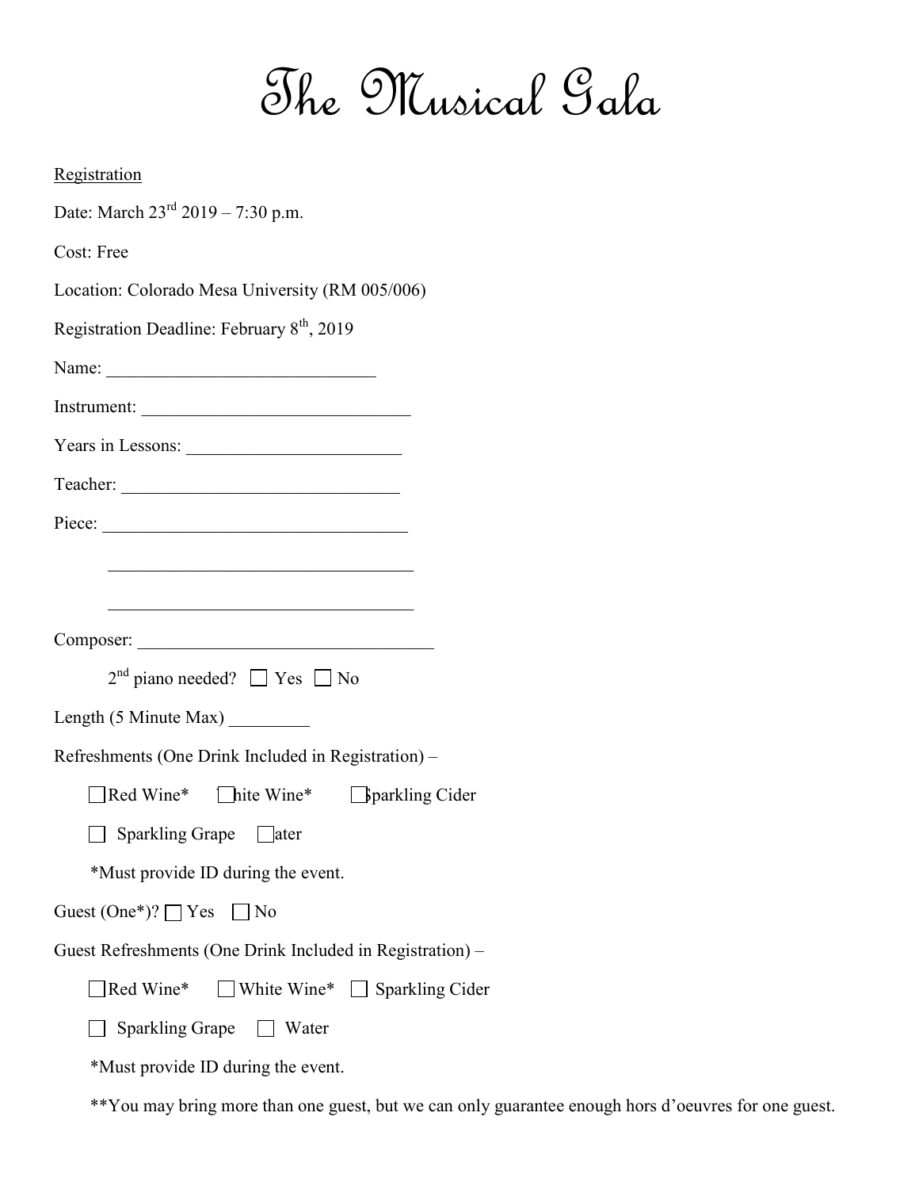# The Musical Gala

Registration

Date: March 23rd 2019 – 7:30 p.m.

Cost: Free

Location: Colorado Mesa University (RM 005/006)

Registration Deadline: February 8th, 2019

Name: ______________________________

Instrument: ______________________________

Years in Lessons: ________________________

Teacher: _______________________________

Piece: ___________________________________

___________________________________

___________________________________

Composer: _________________________________

2nd piano needed? ☐ Yes ☐ No

Length (5 Minute Max) _________

Refreshments (One Drink Included in Registration) –

☐ Red Wine* ☐ hite Wine* ☐ parkling Cider

☐ Sparkling Grape ☐ ater

*Must provide ID during the event.

Guest (One*)? ☐ Yes ☐ No

Guest Refreshments (One Drink Included in Registration) –

☐ Red Wine* ☐ White Wine* ☐ Sparkling Cider

☐ Sparkling Grape ☐ Water

*Must provide ID during the event.

**You may bring more than one guest, but we can only guarantee enough hors d'oeuvres for one guest.